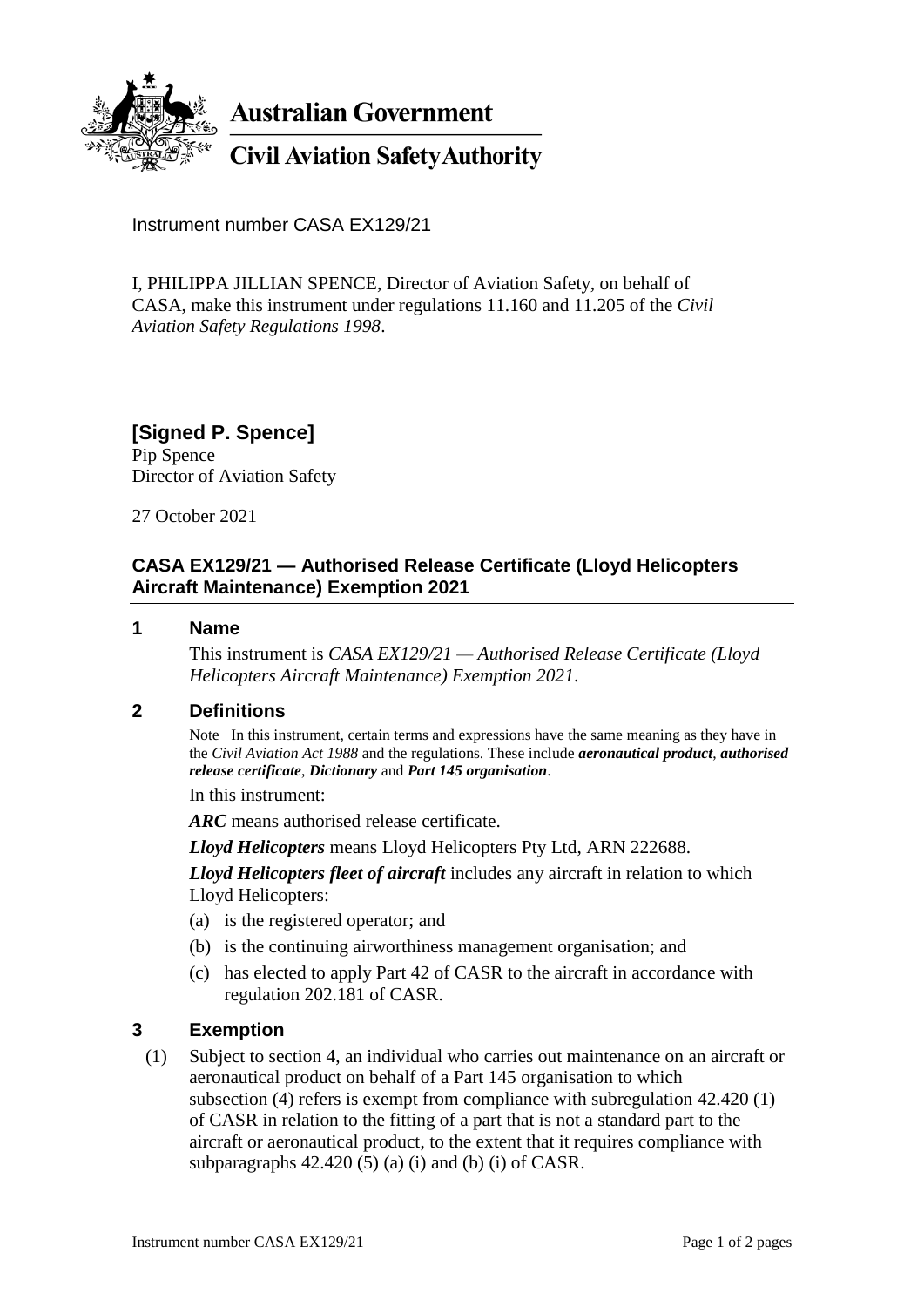**Australian Government**

**Civil Aviation Safety Authority**

Instrument number CASA EX129/21

I, PHILIPPA JILLIAN SPENCE, Director of Aviation Safety, on behalf of CASA, make this instrument under regulations 11.160 and 11.205 of the *Civil Aviation Safety Regulations 1998*.

**[Signed P. Spence]**
Pip Spence
Director of Aviation Safety

27 October 2021

## CASA EX129/21 — Authorised Release Certificate (Lloyd Helicopters Aircraft Maintenance) Exemption 2021

### 1 Name

This instrument is *CASA EX129/21 — Authorised Release Certificate (Lloyd Helicopters Aircraft Maintenance) Exemption 2021*.

### 2 Definitions

Note In this instrument, certain terms and expressions have the same meaning as they have in the *Civil Aviation Act 1988* and the regulations. These include ***aeronautical product***, ***authorised release certificate***, ***Dictionary*** and ***Part 145 organisation***.

In this instrument:

***ARC*** means authorised release certificate.

***Lloyd Helicopters*** means Lloyd Helicopters Pty Ltd, ARN 222688.

***Lloyd Helicopters fleet of aircraft*** includes any aircraft in relation to which Lloyd Helicopters:

(a) is the registered operator; and

(b) is the continuing airworthiness management organisation; and

(c) has elected to apply Part 42 of CASR to the aircraft in accordance with regulation 202.181 of CASR.

### 3 Exemption

(1) Subject to section 4, an individual who carries out maintenance on an aircraft or aeronautical product on behalf of a Part 145 organisation to which subsection (4) refers is exempt from compliance with subregulation 42.420 (1) of CASR in relation to the fitting of a part that is not a standard part to the aircraft or aeronautical product, to the extent that it requires compliance with subparagraphs 42.420 (5) (a) (i) and (b) (i) of CASR.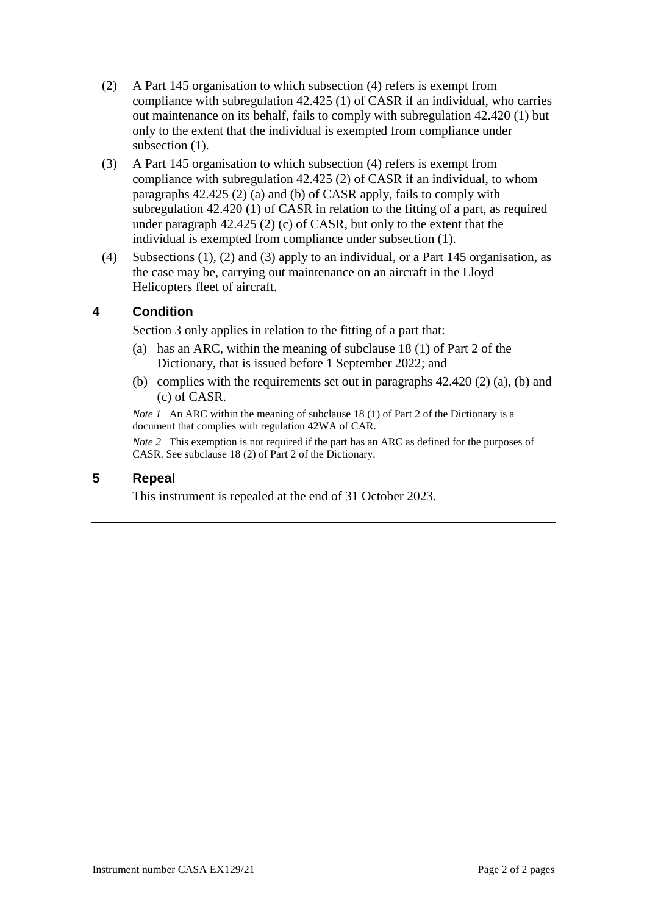(2) A Part 145 organisation to which subsection (4) refers is exempt from compliance with subregulation 42.425 (1) of CASR if an individual, who carries out maintenance on its behalf, fails to comply with subregulation 42.420 (1) but only to the extent that the individual is exempted from compliance under subsection (1).

(3) A Part 145 organisation to which subsection (4) refers is exempt from compliance with subregulation 42.425 (2) of CASR if an individual, to whom paragraphs 42.425 (2) (a) and (b) of CASR apply, fails to comply with subregulation 42.420 (1) of CASR in relation to the fitting of a part, as required under paragraph 42.425 (2) (c) of CASR, but only to the extent that the individual is exempted from compliance under subsection (1).

(4) Subsections (1), (2) and (3) apply to an individual, or a Part 145 organisation, as the case may be, carrying out maintenance on an aircraft in the Lloyd Helicopters fleet of aircraft.

## 4 Condition

Section 3 only applies in relation to the fitting of a part that:

(a) has an ARC, within the meaning of subclause 18 (1) of Part 2 of the Dictionary, that is issued before 1 September 2022; and

(b) complies with the requirements set out in paragraphs 42.420 (2) (a), (b) and (c) of CASR.

*Note 1* An ARC within the meaning of subclause 18 (1) of Part 2 of the Dictionary is a document that complies with regulation 42WA of CAR.

*Note 2* This exemption is not required if the part has an ARC as defined for the purposes of CASR. See subclause 18 (2) of Part 2 of the Dictionary.

## 5 Repeal

This instrument is repealed at the end of 31 October 2023.